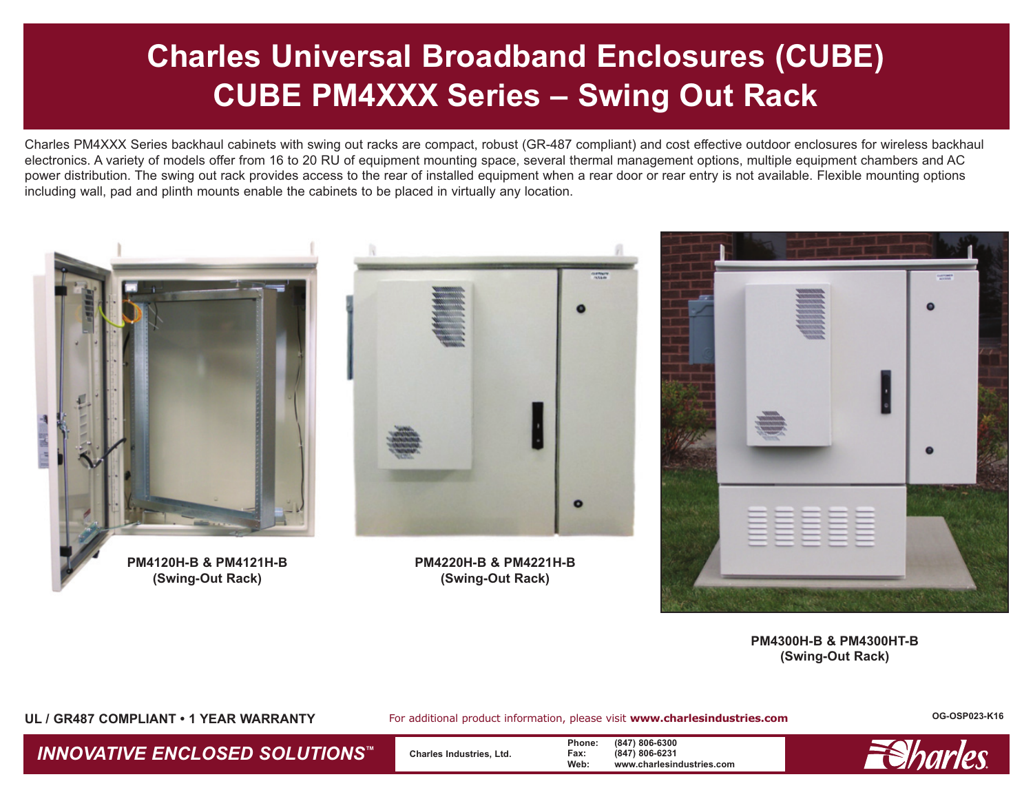# Charles Universal Broadband Enclosures (CUBE)
# CUBE PM4XXX Series – Swing Out Rack

Charles PM4XXX Series backhaul cabinets with swing out racks are compact, robust (GR-487 compliant) and cost effective outdoor enclosures for wireless backhaul electronics. A variety of models offer from 16 to 20 RU of equipment mounting space, several thermal management options, multiple equipment chambers and AC power distribution. The swing out rack provides access to the rear of installed equipment when a rear door or rear entry is not available. Flexible mounting options including wall, pad and plinth mounts enable the cabinets to be placed in virtually any location.

**PM4120H-B & PM4121H-B (Swing-Out Rack)**

**PM4220H-B & PM4221H-B (Swing-Out Rack)**

**PM4300H-B & PM4300HT-B (Swing-Out Rack)**

**UL / GR487 COMPLIANT • 1 YEAR WARRANTY**

For additional product information, please visit **www.charlesindustries.com**

OG-OSP023-K16

***INNOVATIVE ENCLOSED SOLUTIONS™***

Charles Industries, Ltd.

Phone: (847) 806-6300
Fax: (847) 806-6231
Web: www.charlesindustries.com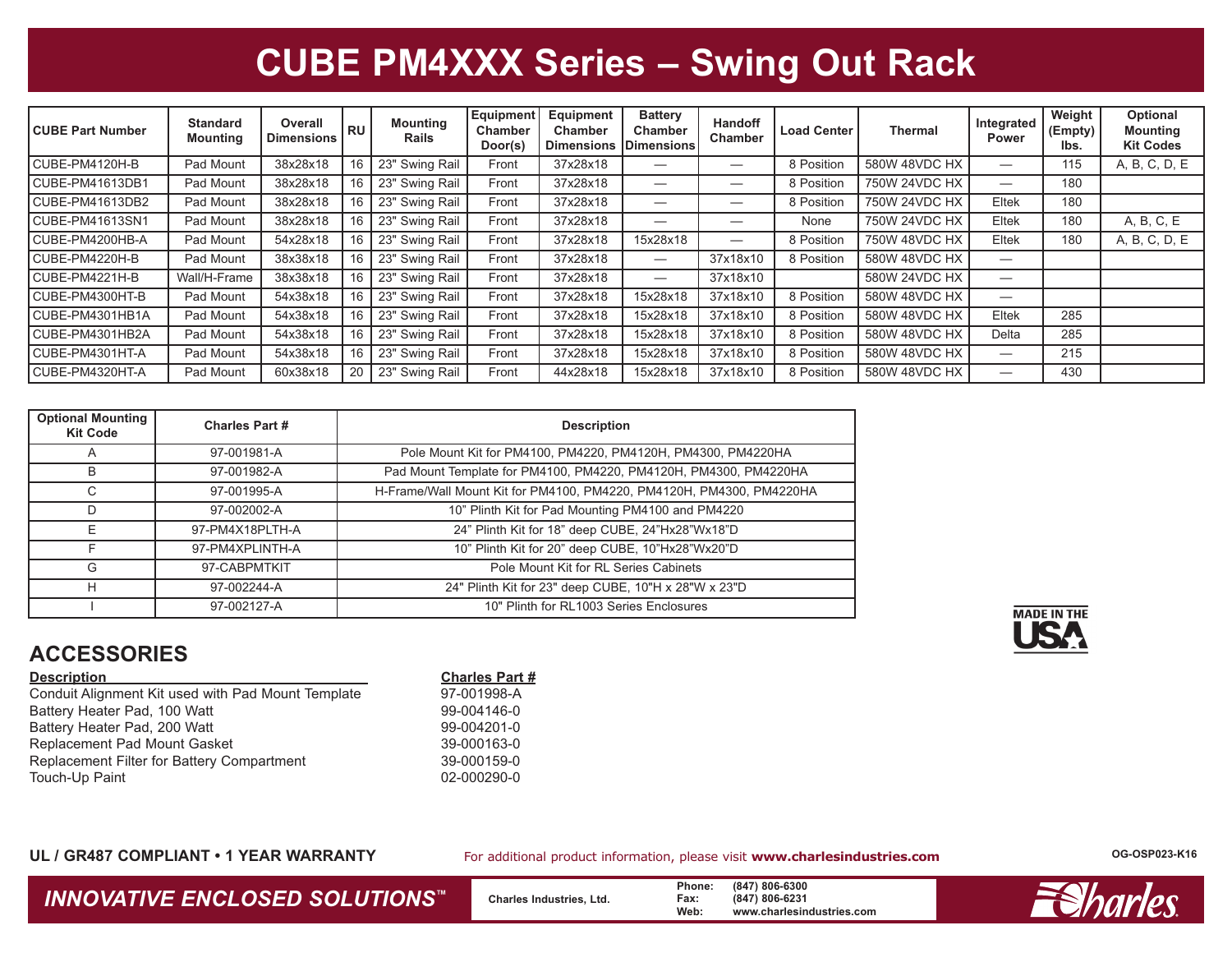# CUBE PM4XXX Series – Swing Out Rack

| CUBE Part Number | Standard Mounting | Overall Dimensions | RU | Mounting Rails | Equipment Chamber Door(s) | Equipment Chamber Dimensions | Battery Chamber Dimensions | Handoff Chamber | Load Center | Thermal | Integrated Power | Weight (Empty) lbs. | Optional Mounting Kit Codes |
|---|---|---|---|---|---|---|---|---|---|---|---|---|---|
| CUBE-PM4120H-B | Pad Mount | 38x28x18 | 16 | 23" Swing Rail | Front | 37x28x18 | — | — | 8 Position | 580W 48VDC HX | — | 115 | A, B, C, D, E |
| CUBE-PM41613DB1 | Pad Mount | 38x28x18 | 16 | 23" Swing Rail | Front | 37x28x18 | — | — | 8 Position | 750W 24VDC HX | — | 180 | |
| CUBE-PM41613DB2 | Pad Mount | 38x28x18 | 16 | 23" Swing Rail | Front | 37x28x18 | — | — | 8 Position | 750W 24VDC HX | Eltek | 180 | |
| CUBE-PM41613SN1 | Pad Mount | 38x28x18 | 16 | 23" Swing Rail | Front | 37x28x18 | — | — | None | 750W 24VDC HX | Eltek | 180 | A, B, C, E |
| CUBE-PM4200HB-A | Pad Mount | 54x28x18 | 16 | 23" Swing Rail | Front | 37x28x18 | 15x28x18 | — | 8 Position | 750W 48VDC HX | Eltek | 180 | A, B, C, D, E |
| CUBE-PM4220H-B | Pad Mount | 38x38x18 | 16 | 23" Swing Rail | Front | 37x28x18 | — | 37x18x10 | 8 Position | 580W 48VDC HX | — | | |
| CUBE-PM4221H-B | Wall/H-Frame | 38x38x18 | 16 | 23" Swing Rail | Front | 37x28x18 | — | 37x18x10 | | 580W 24VDC HX | — | | |
| CUBE-PM4300HT-B | Pad Mount | 54x38x18 | 16 | 23" Swing Rail | Front | 37x28x18 | 15x28x18 | 37x18x10 | 8 Position | 580W 48VDC HX | — | | |
| CUBE-PM4301HB1A | Pad Mount | 54x38x18 | 16 | 23" Swing Rail | Front | 37x28x18 | 15x28x18 | 37x18x10 | 8 Position | 580W 48VDC HX | Eltek | 285 | |
| CUBE-PM4301HB2A | Pad Mount | 54x38x18 | 16 | 23" Swing Rail | Front | 37x28x18 | 15x28x18 | 37x18x10 | 8 Position | 580W 48VDC HX | Delta | 285 | |
| CUBE-PM4301HT-A | Pad Mount | 54x38x18 | 16 | 23" Swing Rail | Front | 37x28x18 | 15x28x18 | 37x18x10 | 8 Position | 580W 48VDC HX | — | 215 | |
| CUBE-PM4320HT-A | Pad Mount | 60x38x18 | 20 | 23" Swing Rail | Front | 44x28x18 | 15x28x18 | 37x18x10 | 8 Position | 580W 48VDC HX | — | 430 | |

| Optional Mounting Kit Code | Charles Part # | Description |
|---|---|---|
| A | 97-001981-A | Pole Mount Kit for PM4100, PM4220, PM4120H, PM4300, PM4220HA |
| B | 97-001982-A | Pad Mount Template for PM4100, PM4220, PM4120H, PM4300, PM4220HA |
| C | 97-001995-A | H-Frame/Wall Mount Kit for PM4100, PM4220, PM4120H, PM4300, PM4220HA |
| D | 97-002002-A | 10" Plinth Kit for Pad Mounting PM4100 and PM4220 |
| E | 97-PM4X18PLTH-A | 24" Plinth Kit for 18" deep CUBE, 24"Hx28"Wx18"D |
| F | 97-PM4XPLINTH-A | 10" Plinth Kit for 20" deep CUBE, 10"Hx28"Wx20"D |
| G | 97-CABPMTKIT | Pole Mount Kit for RL Series Cabinets |
| H | 97-002244-A | 24" Plinth Kit for 23" deep CUBE, 10"H x 28"W x 23"D |
| I | 97-002127-A | 10" Plinth for RL1003 Series Enclosures |

MADE IN THE USA

## ACCESSORIES

| Description | Charles Part # |
|---|---|
| Conduit Alignment Kit used with Pad Mount Template | 97-001998-A |
| Battery Heater Pad, 100 Watt | 99-004146-0 |
| Battery Heater Pad, 200 Watt | 99-004201-0 |
| Replacement Pad Mount Gasket | 39-000163-0 |
| Replacement Filter for Battery Compartment | 39-000159-0 |
| Touch-Up Paint | 02-000290-0 |

**UL / GR487 COMPLIANT • 1 YEAR WARRANTY**

For additional product information, please visit **www.charlesindustries.com**

OG-OSP023-K16

***INNOVATIVE ENCLOSED SOLUTIONS™***

**Charles Industries, Ltd.**

**Phone:** (847) 806-6300
**Fax:** (847) 806-6231
**Web:** www.charlesindustries.com

Charles